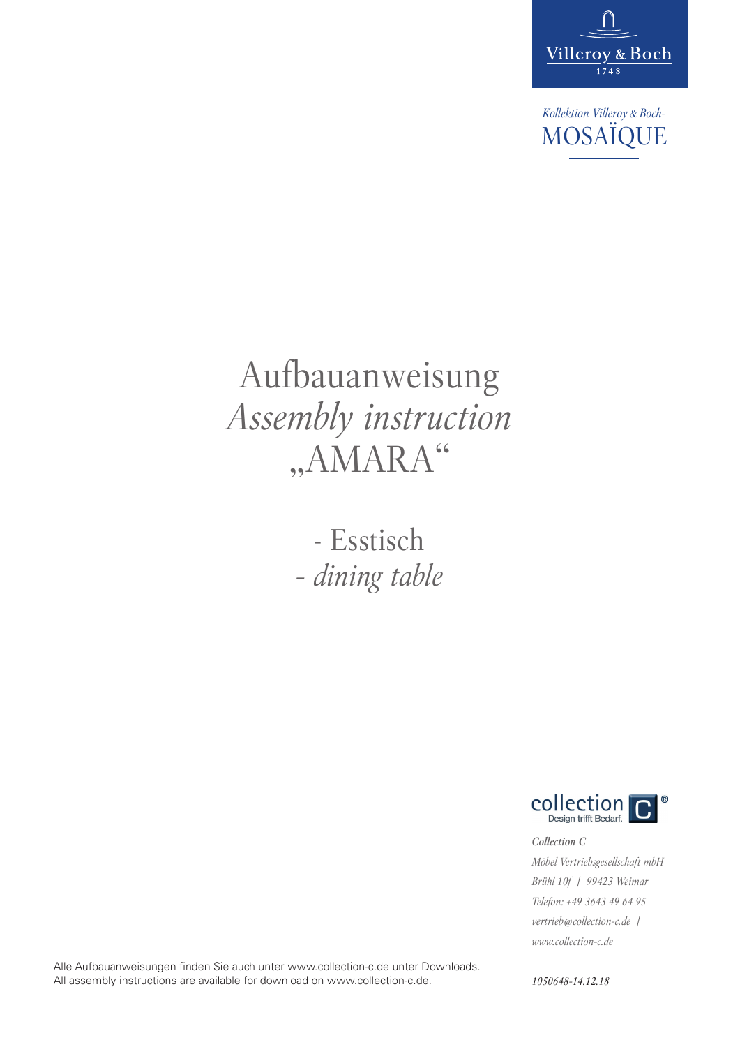Villeroy & Boch
1748

*Kollektion Villeroy & Boch-*
MOSAÏQUE

# Aufbauanweisung
# *Assembly instruction*
# „AMARA“

## - Esstisch
## *- dining table*

collection C
Design trifft Bedarf.

*Collection C*
*Möbel Vertriebsgesellschaft mbH*
*Brühl 10f | 99423 Weimar*
*Telefon: +49 3643 49 64 95*
*vertrieb@collection-c.de |*
*www.collection-c.de*

Alle Aufbauanweisungen finden Sie auch unter www.collection-c.de unter Downloads.
All assembly instructions are available for download on www.collection-c.de.

*1050648-14.12.18*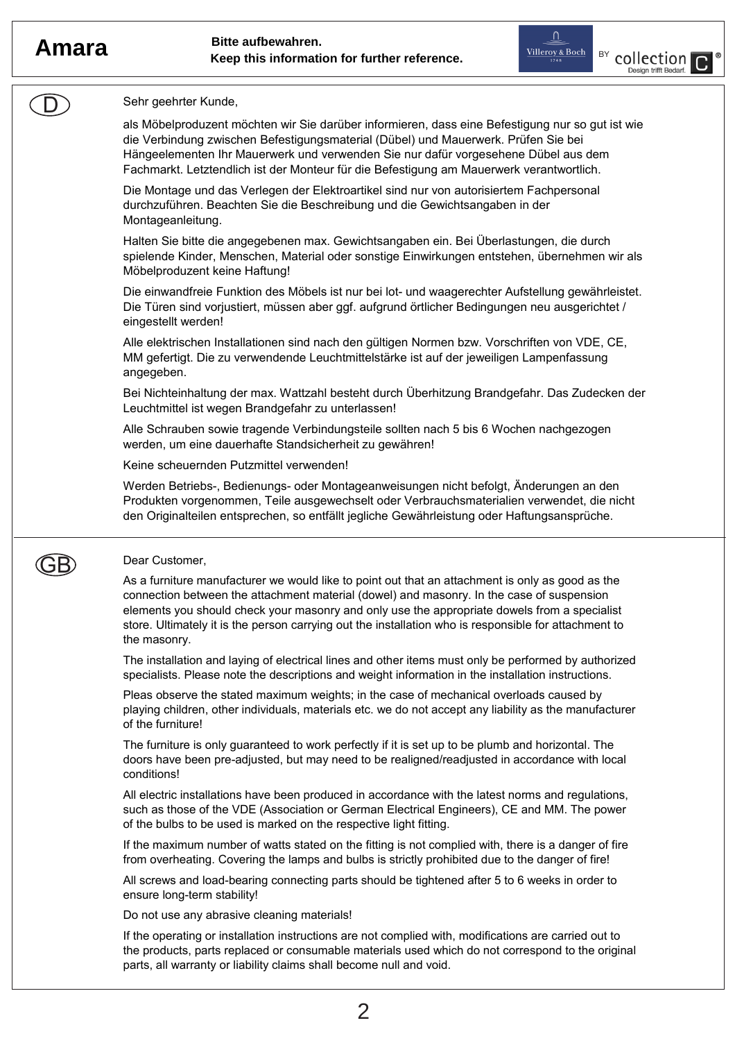# Amara

**Bitte aufbewahren.**
**Keep this information for further reference.**

Villeroy & Boch BY collection C Design trifft Bedarf.

## D

Sehr geehrter Kunde,

als Möbelproduzent möchten wir Sie darüber informieren, dass eine Befestigung nur so gut ist wie die Verbindung zwischen Befestigungsmaterial (Dübel) und Mauerwerk. Prüfen Sie bei Hängeelementen Ihr Mauerwerk und verwenden Sie nur dafür vorgesehene Dübel aus dem Fachmarkt. Letztendlich ist der Monteur für die Befestigung am Mauerwerk verantwortlich.

Die Montage und das Verlegen der Elektroartikel sind nur von autorisiertem Fachpersonal durchzuführen. Beachten Sie die Beschreibung und die Gewichtsangaben in der Montageanleitung.

Halten Sie bitte die angegebenen max. Gewichtsangaben ein. Bei Überlastungen, die durch spielende Kinder, Menschen, Material oder sonstige Einwirkungen entstehen, übernehmen wir als Möbelproduzent keine Haftung!

Die einwandfreie Funktion des Möbels ist nur bei lot- und waagerechter Aufstellung gewährleistet. Die Türen sind vorjustiert, müssen aber ggf. aufgrund örtlicher Bedingungen neu ausgerichtet / eingestellt werden!

Alle elektrischen Installationen sind nach den gültigen Normen bzw. Vorschriften von VDE, CE, MM gefertigt. Die zu verwendende Leuchtmittelstärke ist auf der jeweiligen Lampenfassung angegeben.

Bei Nichteinhaltung der max. Wattzahl besteht durch Überhitzung Brandgefahr. Das Zudecken der Leuchtmittel ist wegen Brandgefahr zu unterlassen!

Alle Schrauben sowie tragende Verbindungsteile sollten nach 5 bis 6 Wochen nachgezogen werden, um eine dauerhafte Standsicherheit zu gewähren!

Keine scheuernden Putzmittel verwenden!

Werden Betriebs-, Bedienungs- oder Montageanweisungen nicht befolgt, Änderungen an den Produkten vorgenommen, Teile ausgewechselt oder Verbrauchsmaterialien verwendet, die nicht den Originalteilen entsprechen, so entfällt jegliche Gewährleistung oder Haftungsansprüche.

## GB

Dear Customer,

As a furniture manufacturer we would like to point out that an attachment is only as good as the connection between the attachment material (dowel) and masonry. In the case of suspension elements you should check your masonry and only use the appropriate dowels from a specialist store. Ultimately it is the person carrying out the installation who is responsible for attachment to the masonry.

The installation and laying of electrical lines and other items must only be performed by authorized specialists. Please note the descriptions and weight information in the installation instructions.

Pleas observe the stated maximum weights; in the case of mechanical overloads caused by playing children, other individuals, materials etc. we do not accept any liability as the manufacturer of the furniture!

The furniture is only guaranteed to work perfectly if it is set up to be plumb and horizontal. The doors have been pre-adjusted, but may need to be realigned/readjusted in accordance with local conditions!

All electric installations have been produced in accordance with the latest norms and regulations, such as those of the VDE (Association or German Electrical Engineers), CE and MM. The power of the bulbs to be used is marked on the respective light fitting.

If the maximum number of watts stated on the fitting is not complied with, there is a danger of fire from overheating. Covering the lamps and bulbs is strictly prohibited due to the danger of fire!

All screws and load-bearing connecting parts should be tightened after 5 to 6 weeks in order to ensure long-term stability!

Do not use any abrasive cleaning materials!

If the operating or installation instructions are not complied with, modifications are carried out to the products, parts replaced or consumable materials used which do not correspond to the original parts, all warranty or liability claims shall become null and void.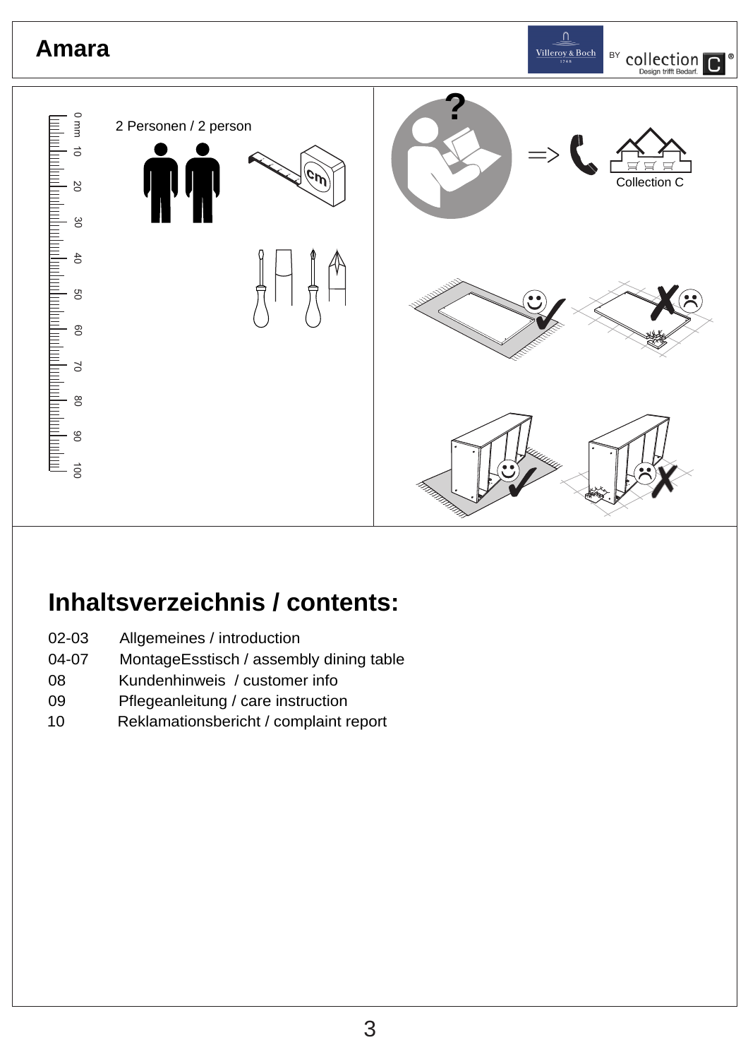# Amara

2 Personen / 2 person

Collection C

## Inhaltsverzeichnis / contents:

02-03 Allgemeines / introduction
04-07 MontageEsstisch / assembly dining table
08 Kundenhinweis / customer info
09 Pflegeanleitung / care instruction
10 Reklamationsbericht / complaint report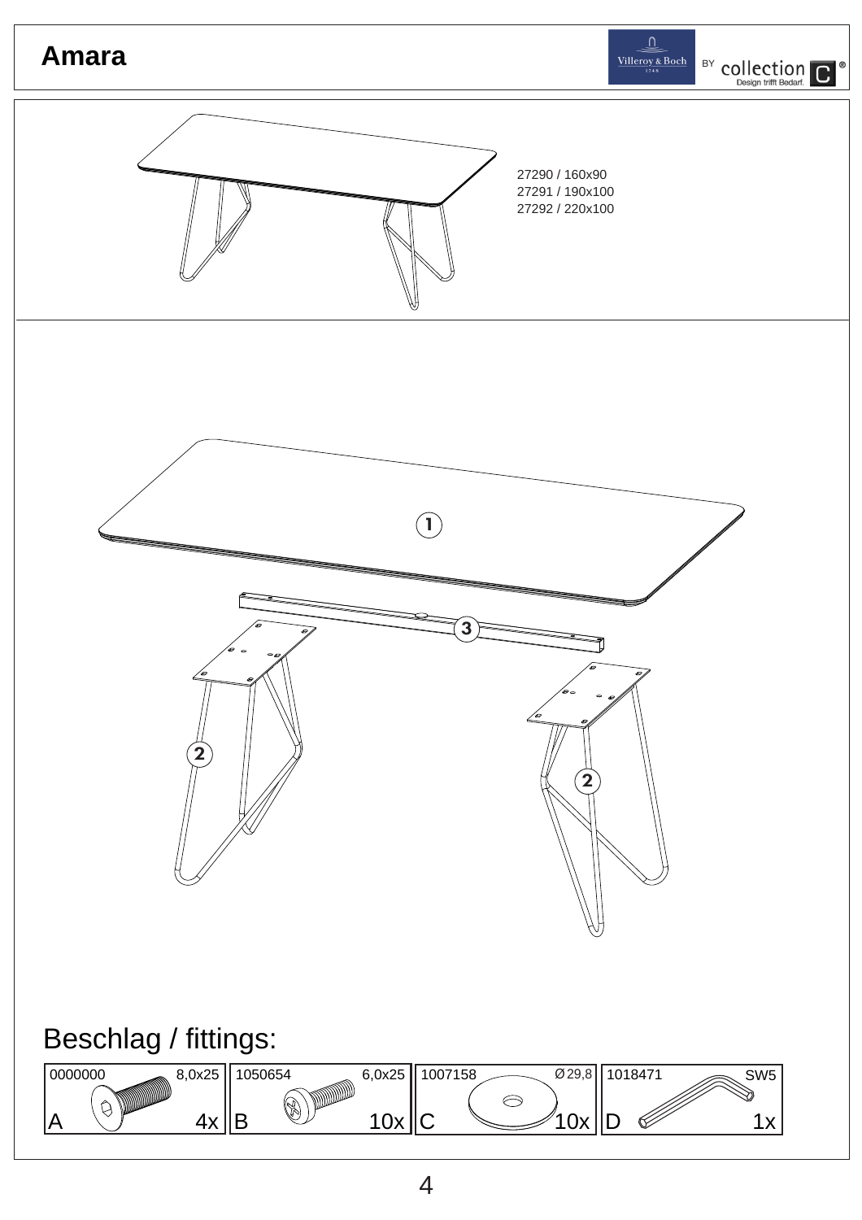# Amara

27290 / 160x90
27291 / 190x100
27292 / 220x100

1

3

2

2

## Beschlag / fittings:

| | | | |
|---|---|---|---|
| 0000000 8,0x25 | 1050654 6,0x25 | 1007158 Ø29,8 | 1018471 SW5 |
| A 4x | B 10x | C 10x | D 1x |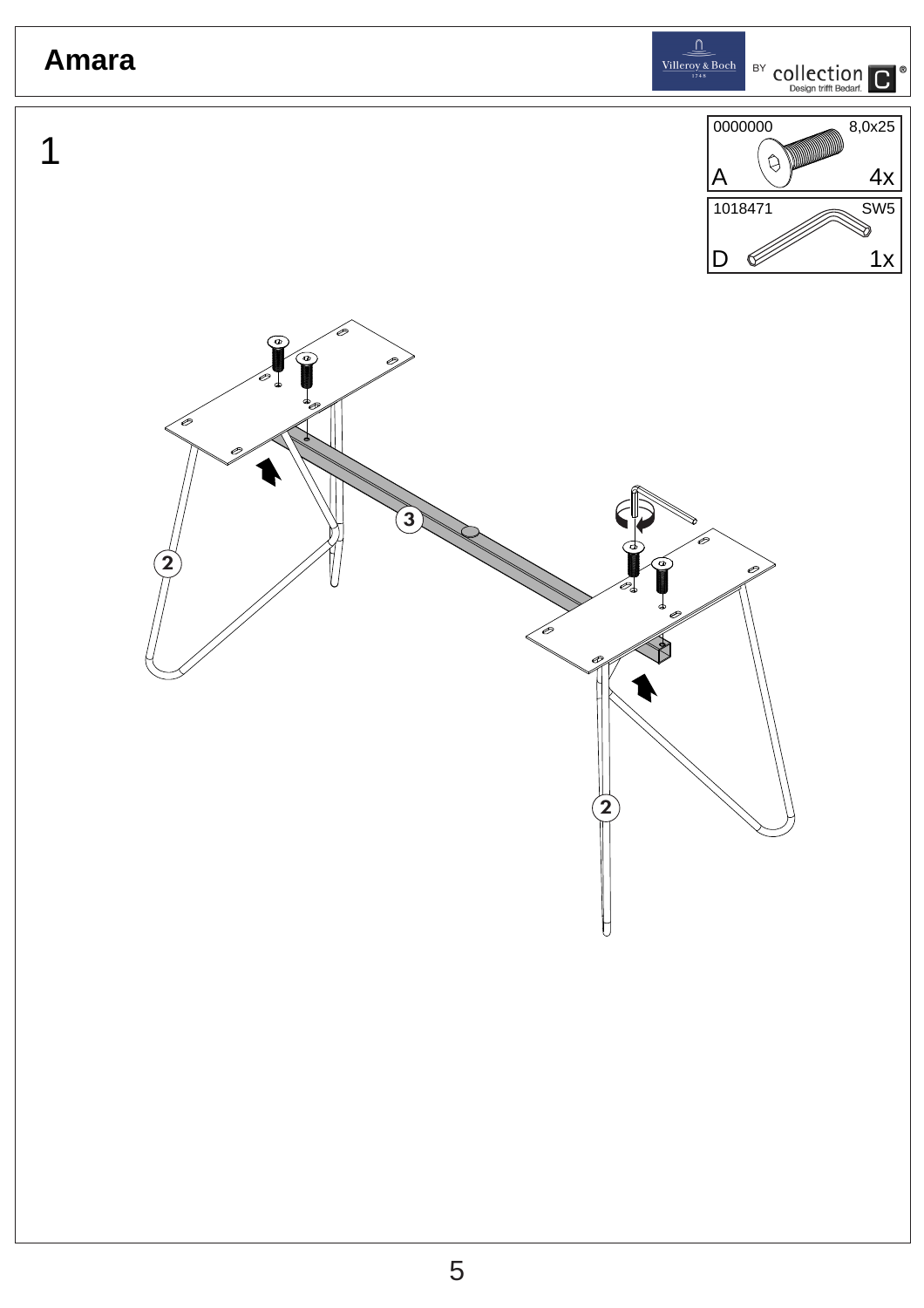# Amara

Villeroy & Boch BY collection C

## 1

| | | |
|---|---|---|
| 0000000 | 8,0x25 | |
| A | | 4x |
| 1018471 | SW5 | |
| D | | 1x |

2

3

2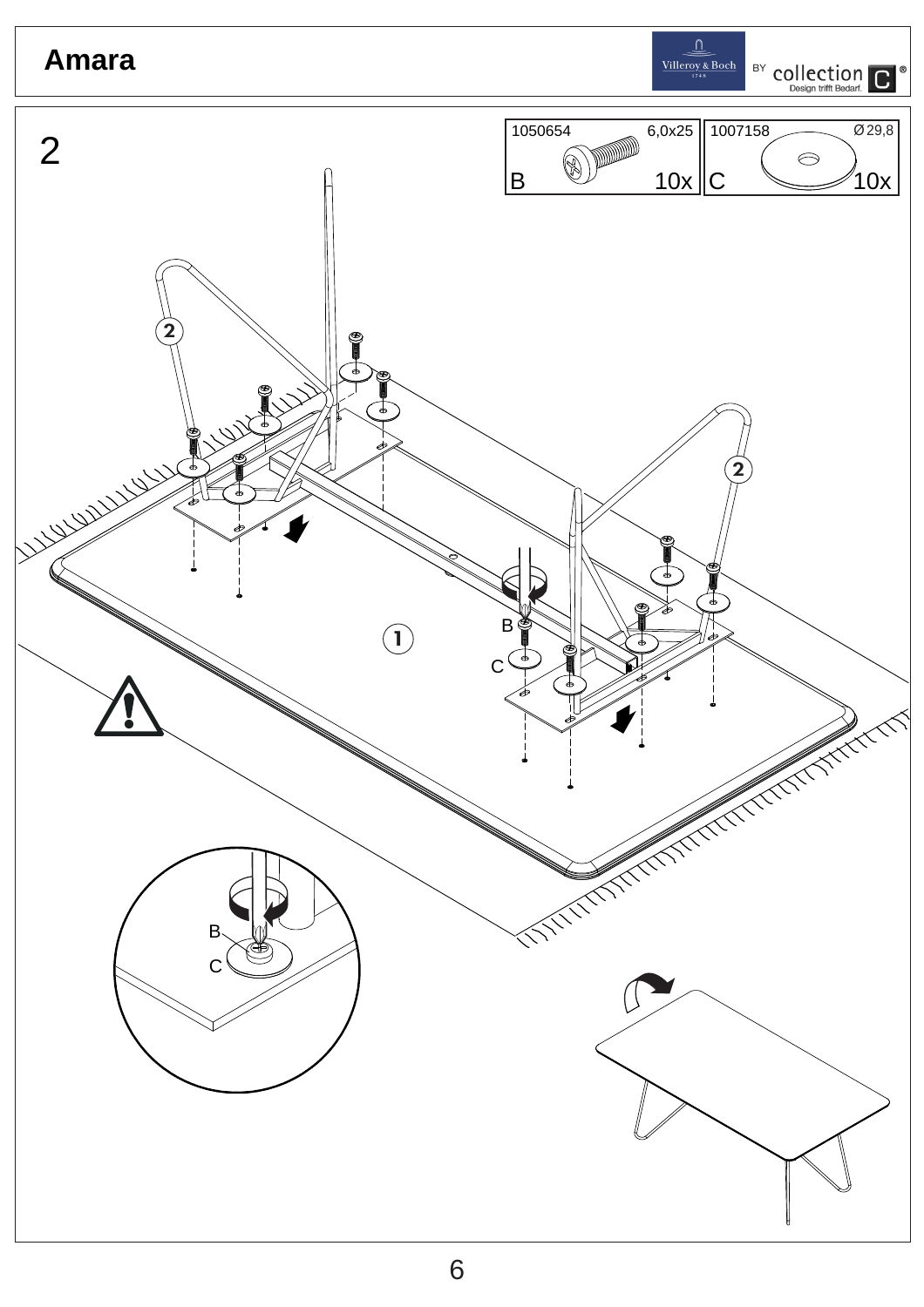# Amara

## 2

| 1050654 | 6,0x25 | 1007158 | Ø29,8 |
| --- | --- | --- | --- |
| B | 10x | C | 10x |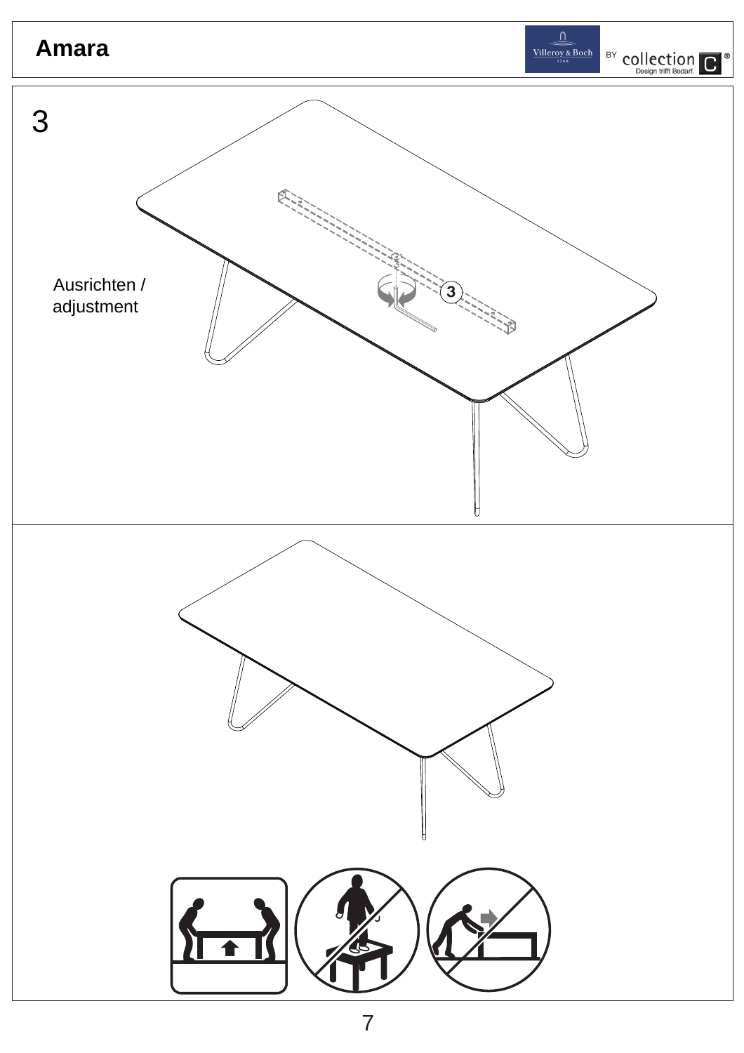# Amara

3

Ausrichten /
adjustment

3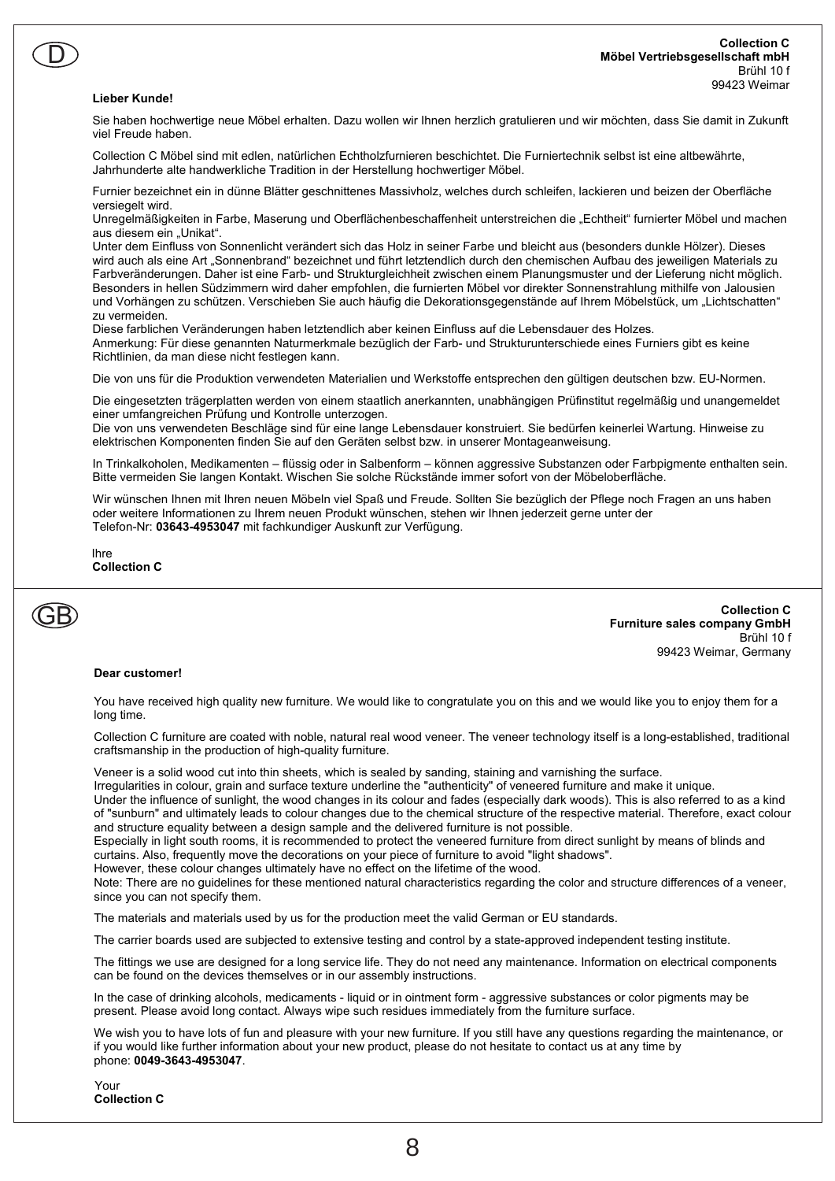D

**Collection C**
**Möbel Vertriebsgesellschaft mbH**
Brühl 10 f
99423 Weimar

**Lieber Kunde!**

Sie haben hochwertige neue Möbel erhalten. Dazu wollen wir Ihnen herzlich gratulieren und wir möchten, dass Sie damit in Zukunft viel Freude haben.

Collection C Möbel sind mit edlen, natürlichen Echtholzfurnieren beschichtet. Die Furniertechnik selbst ist eine altbewährte, Jahrhunderte alte handwerkliche Tradition in der Herstellung hochwertiger Möbel.

Furnier bezeichnet ein in dünne Blätter geschnittenes Massivholz, welches durch schleifen, lackieren und beizen der Oberfläche versiegelt wird.
Unregelmäßigkeiten in Farbe, Maserung und Oberflächenbeschaffenheit unterstreichen die „Echtheit" furnierter Möbel und machen aus diesem ein „Unikat".
Unter dem Einfluss von Sonnenlicht verändert sich das Holz in seiner Farbe und bleicht aus (besonders dunkle Hölzer). Dieses wird auch als eine Art „Sonnenbrand" bezeichnet und führt letztendlich durch den chemischen Aufbau des jeweiligen Materials zu Farbveränderungen. Daher ist eine Farb- und Strukturgleichheit zwischen einem Planungsmuster und der Lieferung nicht möglich.
Besonders in hellen Südzimmern wird daher empfohlen, die furnierten Möbel vor direkter Sonnenstrahlung mithilfe von Jalousien und Vorhängen zu schützen. Verschieben Sie auch häufig die Dekorationsgegenstände auf Ihrem Möbelstück, um „Lichtschatten" zu vermeiden.
Diese farblichen Veränderungen haben letztendlich aber keinen Einfluss auf die Lebensdauer des Holzes.
Anmerkung: Für diese genannten Naturmerkmale bezüglich der Farb- und Strukturunterschiede eines Furniers gibt es keine Richtlinien, da man diese nicht festlegen kann.

Die von uns für die Produktion verwendeten Materialien und Werkstoffe entsprechen den gültigen deutschen bzw. EU-Normen.

Die eingesetzten trägerplatten werden von einem staatlich anerkannten, unabhängigen Prüfinstitut regelmäßig und unangemeldet einer umfangreichen Prüfung und Kontrolle unterzogen.
Die von uns verwendeten Beschläge sind für eine lange Lebensdauer konstruiert. Sie bedürfen keinerlei Wartung. Hinweise zu elektrischen Komponenten finden Sie auf den Geräten selbst bzw. in unserer Montageanweisung.

In Trinkalkoholen, Medikamenten – flüssig oder in Salbenform – können aggressive Substanzen oder Farbpigmente enthalten sein. Bitte vermeiden Sie langen Kontakt. Wischen Sie solche Rückstände immer sofort von der Möbeloberfläche.

Wir wünschen Ihnen mit Ihren neuen Möbeln viel Spaß und Freude. Sollten Sie bezüglich der Pflege noch Fragen an uns haben oder weitere Informationen zu Ihrem neuen Produkt wünschen, stehen wir Ihnen jederzeit gerne unter der
Telefon-Nr: **03643-4953047** mit fachkundiger Auskunft zur Verfügung.

Ihre
**Collection C**

---

GB

**Collection C**
**Furniture sales company GmbH**
Brühl 10 f
99423 Weimar, Germany

**Dear customer!**

You have received high quality new furniture. We would like to congratulate you on this and we would like you to enjoy them for a long time.

Collection C furniture are coated with noble, natural real wood veneer. The veneer technology itself is a long-established, traditional craftsmanship in the production of high-quality furniture.

Veneer is a solid wood cut into thin sheets, which is sealed by sanding, staining and varnishing the surface.
Irregularities in colour, grain and surface texture underline the "authenticity" of veneered furniture and make it unique.
Under the influence of sunlight, the wood changes in its colour and fades (especially dark woods). This is also referred to as a kind of "sunburn" and ultimately leads to colour changes due to the chemical structure of the respective material. Therefore, exact colour and structure equality between a design sample and the delivered furniture is not possible.
Especially in light south rooms, it is recommended to protect the veneered furniture from direct sunlight by means of blinds and curtains. Also, frequently move the decorations on your piece of furniture to avoid "light shadows".
However, these colour changes ultimately have no effect on the lifetime of the wood.
Note: There are no guidelines for these mentioned natural characteristics regarding the color and structure differences of a veneer, since you can not specify them.

The materials and materials used by us for the production meet the valid German or EU standards.

The carrier boards used are subjected to extensive testing and control by a state-approved independent testing institute.

The fittings we use are designed for a long service life. They do not need any maintenance. Information on electrical components can be found on the devices themselves or in our assembly instructions.

In the case of drinking alcohols, medicaments - liquid or in ointment form - aggressive substances or color pigments may be present. Please avoid long contact. Always wipe such residues immediately from the furniture surface.

We wish you to have lots of fun and pleasure with your new furniture. If you still have any questions regarding the maintenance, or if you would like further information about your new product, please do not hesitate to contact us at any time by
phone: **0049-3643-4953047**.

Your
**Collection C**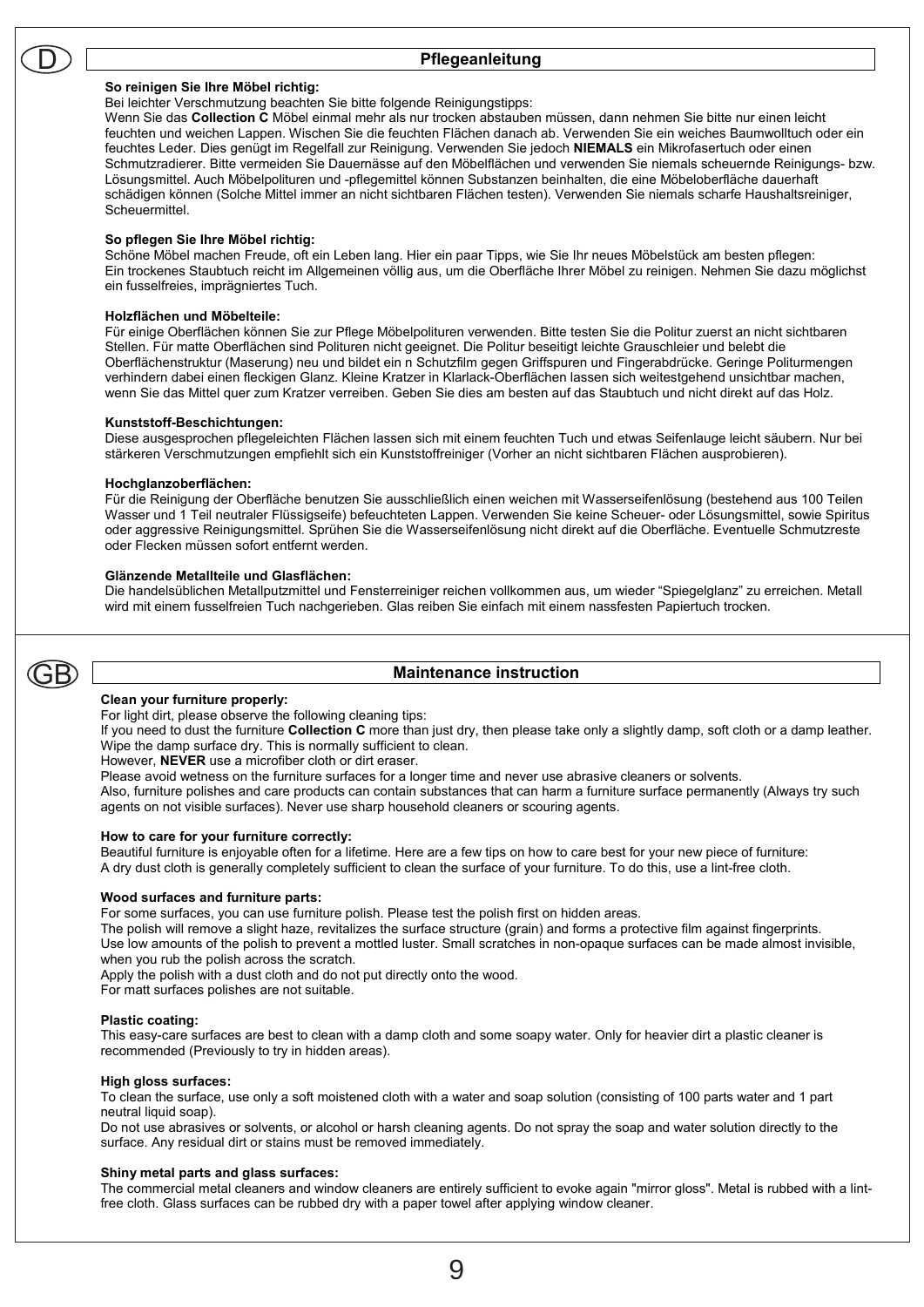D

## Pflegeanleitung

**So reinigen Sie Ihre Möbel richtig:**
Bei leichter Verschmutzung beachten Sie bitte folgende Reinigungstipps:
Wenn Sie das **Collection C** Möbel einmal mehr als nur trocken abstauben müssen, dann nehmen Sie bitte nur einen leicht feuchten und weichen Lappen. Wischen Sie die feuchten Flächen danach ab. Verwenden Sie ein weiches Baumwolltuch oder ein feuchtes Leder. Dies genügt im Regelfall zur Reinigung. Verwenden Sie jedoch **NIEMALS** ein Mikrofasertuch oder einen Schmutzradierer. Bitte vermeiden Sie Dauernässe auf den Möbelflächen und verwenden Sie niemals scheuernde Reinigungs- bzw. Lösungsmittel. Auch Möbelpolituren und -pflegemittel können Substanzen beinhalten, die eine Möbeloberfläche dauerhaft schädigen können (Solche Mittel immer an nicht sichtbaren Flächen testen). Verwenden Sie niemals scharfe Haushaltsreiniger, Scheuermittel.

**So pflegen Sie Ihre Möbel richtig:**
Schöne Möbel machen Freude, oft ein Leben lang. Hier ein paar Tipps, wie Sie Ihr neues Möbelstück am besten pflegen:
Ein trockenes Staubtuch reicht im Allgemeinen völlig aus, um die Oberfläche Ihrer Möbel zu reinigen. Nehmen Sie dazu möglichst ein fusselfreies, imprägniertes Tuch.

**Holzflächen und Möbelteile:**
Für einige Oberflächen können Sie zur Pflege Möbelpolituren verwenden. Bitte testen Sie die Politur zuerst an nicht sichtbaren Stellen. Für matte Oberflächen sind Polituren nicht geeignet. Die Politur beseitigt leichte Grauschleier und belebt die Oberflächenstruktur (Maserung) neu und bildet ein n Schutzfilm gegen Griffspuren und Fingerabdrücke. Geringe Politurmengen verhindern dabei einen fleckigen Glanz. Kleine Kratzer in Klarlack-Oberflächen lassen sich weitestgehend unsichtbar machen, wenn Sie das Mittel quer zum Kratzer verreiben. Geben Sie dies am besten auf das Staubtuch und nicht direkt auf das Holz.

**Kunststoff-Beschichtungen:**
Diese ausgesprochen pflegeleichten Flächen lassen sich mit einem feuchten Tuch und etwas Seifenlauge leicht säubern. Nur bei stärkeren Verschmutzungen empfiehlt sich ein Kunststoffreiniger (Vorher an nicht sichtbaren Flächen ausprobieren).

**Hochglanzoberflächen:**
Für die Reinigung der Oberfläche benutzen Sie ausschließlich einen weichen mit Wasserseifenlösung (bestehend aus 100 Teilen Wasser und 1 Teil neutraler Flüssigseife) befeuchteten Lappen. Verwenden Sie keine Scheuer- oder Lösungsmittel, sowie Spiritus oder aggressive Reinigungsmittel. Sprühen Sie die Wasserseifenlösung nicht direkt auf die Oberfläche. Eventuelle Schmutzreste oder Flecken müssen sofort entfernt werden.

**Glänzende Metallteile und Glasflächen:**
Die handelsüblichen Metallputzmittel und Fensterreiniger reichen vollkommen aus, um wieder "Spiegelglanz" zu erreichen. Metall wird mit einem fusselfreien Tuch nachgerieben. Glas reiben Sie einfach mit einem nassfesten Papiertuch trocken.

GB

## Maintenance instruction

**Clean your furniture properly:**
For light dirt, please observe the following cleaning tips:
If you need to dust the furniture **Collection C** more than just dry, then please take only a slightly damp, soft cloth or a damp leather. Wipe the damp surface dry. This is normally sufficient to clean.
However, **NEVER** use a microfiber cloth or dirt eraser.
Please avoid wetness on the furniture surfaces for a longer time and never use abrasive cleaners or solvents.
Also, furniture polishes and care products can contain substances that can harm a furniture surface permanently (Always try such agents on not visible surfaces). Never use sharp household cleaners or scouring agents.

**How to care for your furniture correctly:**
Beautiful furniture is enjoyable often for a lifetime. Here are a few tips on how to care best for your new piece of furniture:
A dry dust cloth is generally completely sufficient to clean the surface of your furniture. To do this, use a lint-free cloth.

**Wood surfaces and furniture parts:**
For some surfaces, you can use furniture polish. Please test the polish first on hidden areas.
The polish will remove a slight haze, revitalizes the surface structure (grain) and forms a protective film against fingerprints.
Use low amounts of the polish to prevent a mottled luster. Small scratches in non-opaque surfaces can be made almost invisible, when you rub the polish across the scratch.
Apply the polish with a dust cloth and do not put directly onto the wood.
For matt surfaces polishes are not suitable.

**Plastic coating:**
This easy-care surfaces are best to clean with a damp cloth and some soapy water. Only for heavier dirt a plastic cleaner is recommended (Previously to try in hidden areas).

**High gloss surfaces:**
To clean the surface, use only a soft moistened cloth with a water and soap solution (consisting of 100 parts water and 1 part neutral liquid soap).
Do not use abrasives or solvents, or alcohol or harsh cleaning agents. Do not spray the soap and water solution directly to the surface. Any residual dirt or stains must be removed immediately.

**Shiny metal parts and glass surfaces:**
The commercial metal cleaners and window cleaners are entirely sufficient to evoke again "mirror gloss". Metal is rubbed with a lint-free cloth. Glass surfaces can be rubbed dry with a paper towel after applying window cleaner.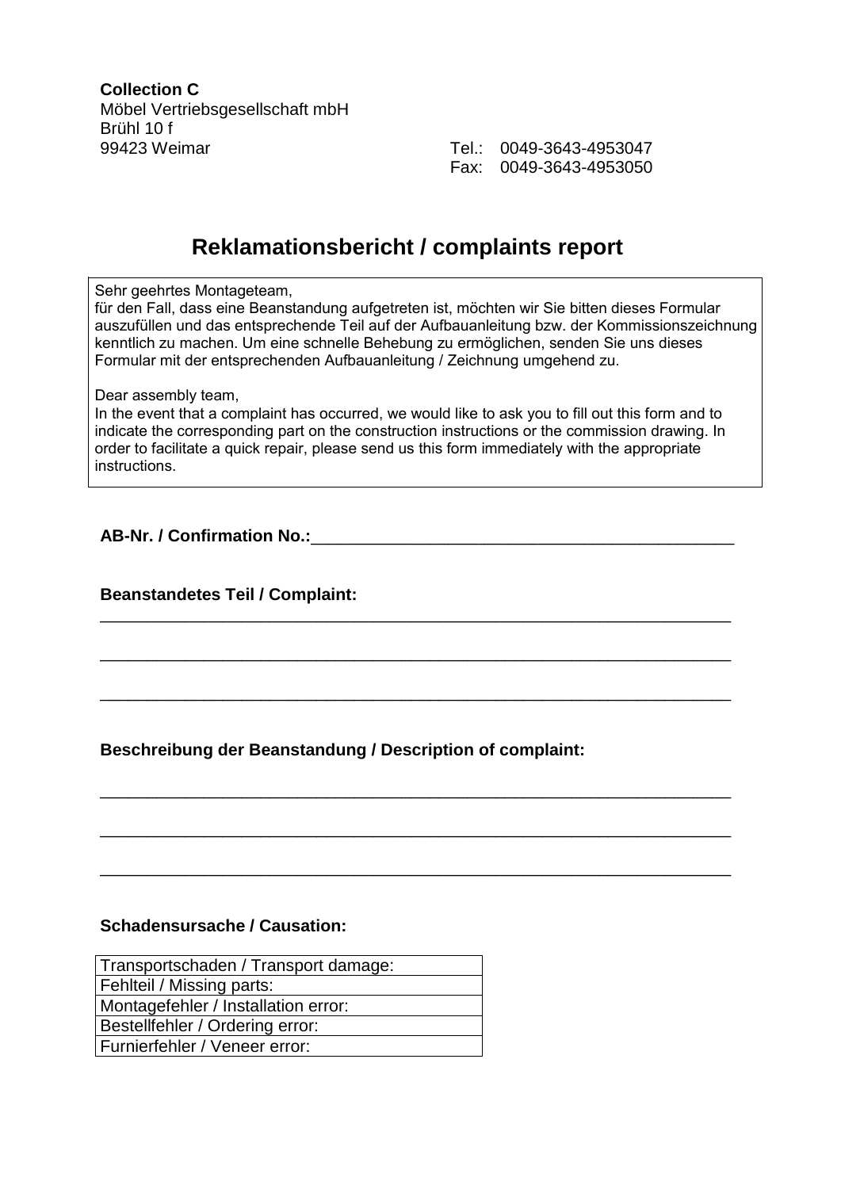**Collection C**
Möbel Vertriebsgesellschaft mbH
Brühl 10 f
99423 Weimar

Tel.: 0049-3643-4953047
Fax: 0049-3643-4953050

# Reklamationsbericht / complaints report

Sehr geehrtes Montageteam,
für den Fall, dass eine Beanstandung aufgetreten ist, möchten wir Sie bitten dieses Formular auszufüllen und das entsprechende Teil auf der Aufbauanleitung bzw. der Kommissionszeichnung kenntlich zu machen. Um eine schnelle Behebung zu ermöglichen, senden Sie uns dieses Formular mit der entsprechenden Aufbauanleitung / Zeichnung umgehend zu.

Dear assembly team,
In the event that a complaint has occurred, we would like to ask you to fill out this form and to indicate the corresponding part on the construction instructions or the commission drawing. In order to facilitate a quick repair, please send us this form immediately with the appropriate instructions.

**AB-Nr. / Confirmation No.:**\_\_\_\_\_\_\_\_\_\_\_\_\_\_\_\_\_\_\_\_\_\_\_\_\_\_\_\_\_\_\_\_\_\_\_\_\_\_\_\_\_\_\_\_\_\_

**Beanstandetes Teil / Complaint:**

\_\_\_\_\_\_\_\_\_\_\_\_\_\_\_\_\_\_\_\_\_\_\_\_\_\_\_\_\_\_\_\_\_\_\_\_\_\_\_\_\_\_\_\_\_\_\_\_\_\_\_\_\_\_\_\_\_\_\_\_\_\_\_\_\_\_\_\_

\_\_\_\_\_\_\_\_\_\_\_\_\_\_\_\_\_\_\_\_\_\_\_\_\_\_\_\_\_\_\_\_\_\_\_\_\_\_\_\_\_\_\_\_\_\_\_\_\_\_\_\_\_\_\_\_\_\_\_\_\_\_\_\_\_\_\_\_

\_\_\_\_\_\_\_\_\_\_\_\_\_\_\_\_\_\_\_\_\_\_\_\_\_\_\_\_\_\_\_\_\_\_\_\_\_\_\_\_\_\_\_\_\_\_\_\_\_\_\_\_\_\_\_\_\_\_\_\_\_\_\_\_\_\_\_\_

**Beschreibung der Beanstandung / Description of complaint:**

\_\_\_\_\_\_\_\_\_\_\_\_\_\_\_\_\_\_\_\_\_\_\_\_\_\_\_\_\_\_\_\_\_\_\_\_\_\_\_\_\_\_\_\_\_\_\_\_\_\_\_\_\_\_\_\_\_\_\_\_\_\_\_\_\_\_\_\_

\_\_\_\_\_\_\_\_\_\_\_\_\_\_\_\_\_\_\_\_\_\_\_\_\_\_\_\_\_\_\_\_\_\_\_\_\_\_\_\_\_\_\_\_\_\_\_\_\_\_\_\_\_\_\_\_\_\_\_\_\_\_\_\_\_\_\_\_

\_\_\_\_\_\_\_\_\_\_\_\_\_\_\_\_\_\_\_\_\_\_\_\_\_\_\_\_\_\_\_\_\_\_\_\_\_\_\_\_\_\_\_\_\_\_\_\_\_\_\_\_\_\_\_\_\_\_\_\_\_\_\_\_\_\_\_\_

**Schadensursache / Causation:**

| |
|---|
| Transportschaden / Transport damage: |
| Fehlteil / Missing parts: |
| Montagefehler / Installation error: |
| Bestellfehler / Ordering error: |
| Furnierfehler / Veneer error: |